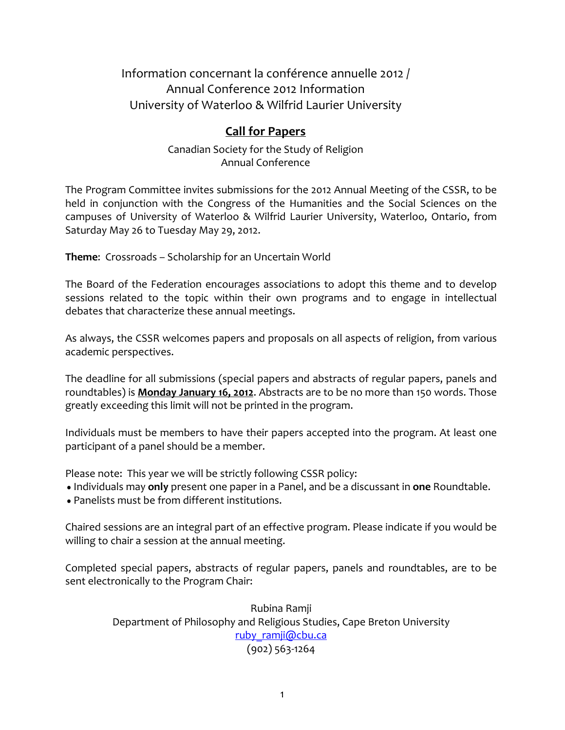# Information concernant la conférence annuelle 2012 / Annual Conference 2012 Information University of Waterloo & Wilfrid Laurier University

## Call for Papers

Canadian Society for the Study of Religion
Annual Conference

The Program Committee invites submissions for the 2012 Annual Meeting of the CSSR, to be held in conjunction with the Congress of the Humanities and the Social Sciences on the campuses of University of Waterloo & Wilfrid Laurier University, Waterloo, Ontario, from Saturday May 26 to Tuesday May 29, 2012.

**Theme**: Crossroads – Scholarship for an Uncertain World

The Board of the Federation encourages associations to adopt this theme and to develop sessions related to the topic within their own programs and to engage in intellectual debates that characterize these annual meetings.

As always, the CSSR welcomes papers and proposals on all aspects of religion, from various academic perspectives.

The deadline for all submissions (special papers and abstracts of regular papers, panels and roundtables) is **Monday January 16, 2012**. Abstracts are to be no more than 150 words. Those greatly exceeding this limit will not be printed in the program.

Individuals must be members to have their papers accepted into the program. At least one participant of a panel should be a member.

Please note: This year we will be strictly following CSSR policy:

- Individuals may **only** present one paper in a Panel, and be a discussant in **one** Roundtable.
- Panelists must be from different institutions.

Chaired sessions are an integral part of an effective program. Please indicate if you would be willing to chair a session at the annual meeting.

Completed special papers, abstracts of regular papers, panels and roundtables, are to be sent electronically to the Program Chair:

Rubina Ramji
Department of Philosophy and Religious Studies, Cape Breton University
ruby_ramji@cbu.ca
(902) 563-1264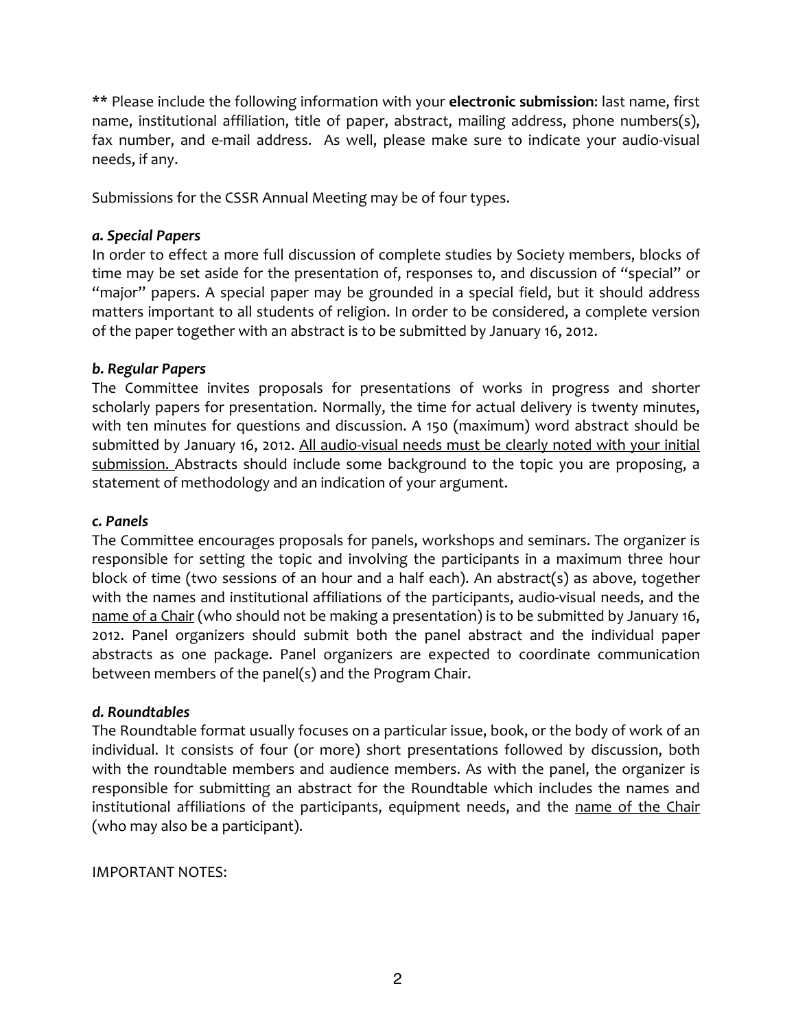** Please include the following information with your **electronic submission**: last name, first name, institutional affiliation, title of paper, abstract, mailing address, phone numbers(s), fax number, and e-mail address. As well, please make sure to indicate your audio-visual needs, if any.

Submissions for the CSSR Annual Meeting may be of four types.

***a. Special Papers***

In order to effect a more full discussion of complete studies by Society members, blocks of time may be set aside for the presentation of, responses to, and discussion of "special" or "major" papers. A special paper may be grounded in a special field, but it should address matters important to all students of religion. In order to be considered, a complete version of the paper together with an abstract is to be submitted by January 16, 2012.

***b. Regular Papers***

The Committee invites proposals for presentations of works in progress and shorter scholarly papers for presentation. Normally, the time for actual delivery is twenty minutes, with ten minutes for questions and discussion. A 150 (maximum) word abstract should be submitted by January 16, 2012. <u>All audio-visual needs must be clearly noted with your initial submission.</u> Abstracts should include some background to the topic you are proposing, a statement of methodology and an indication of your argument.

***c. Panels***

The Committee encourages proposals for panels, workshops and seminars. The organizer is responsible for setting the topic and involving the participants in a maximum three hour block of time (two sessions of an hour and a half each). An abstract(s) as above, together with the names and institutional affiliations of the participants, audio-visual needs, and the <u>name of a Chair</u> (who should not be making a presentation) is to be submitted by January 16, 2012. Panel organizers should submit both the panel abstract and the individual paper abstracts as one package. Panel organizers are expected to coordinate communication between members of the panel(s) and the Program Chair.

***d. Roundtables***

The Roundtable format usually focuses on a particular issue, book, or the body of work of an individual. It consists of four (or more) short presentations followed by discussion, both with the roundtable members and audience members. As with the panel, the organizer is responsible for submitting an abstract for the Roundtable which includes the names and institutional affiliations of the participants, equipment needs, and the <u>name of the Chair</u> (who may also be a participant).

IMPORTANT NOTES: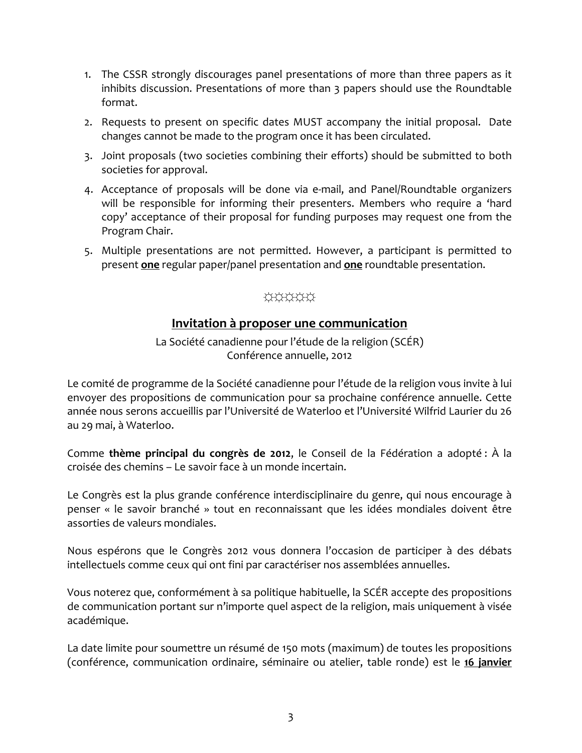1. The CSSR strongly discourages panel presentations of more than three papers as it inhibits discussion. Presentations of more than 3 papers should use the Roundtable format.
2. Requests to present on specific dates MUST accompany the initial proposal. Date changes cannot be made to the program once it has been circulated.
3. Joint proposals (two societies combining their efforts) should be submitted to both societies for approval.
4. Acceptance of proposals will be done via e-mail, and Panel/Roundtable organizers will be responsible for informing their presenters. Members who require a 'hard copy' acceptance of their proposal for funding purposes may request one from the Program Chair.
5. Multiple presentations are not permitted. However, a participant is permitted to present **one** regular paper/panel presentation and **one** roundtable presentation.

☼☼☼☼☼

## Invitation à proposer une communication

La Société canadienne pour l'étude de la religion (SCÉR)
Conférence annuelle, 2012

Le comité de programme de la Société canadienne pour l'étude de la religion vous invite à lui envoyer des propositions de communication pour sa prochaine conférence annuelle. Cette année nous serons accueillis par l'Université de Waterloo et l'Université Wilfrid Laurier du 26 au 29 mai, à Waterloo.

Comme **thème principal du congrès de 2012**, le Conseil de la Fédération a adopté : À la croisée des chemins – Le savoir face à un monde incertain.

Le Congrès est la plus grande conférence interdisciplinaire du genre, qui nous encourage à penser « le savoir branché » tout en reconnaissant que les idées mondiales doivent être assorties de valeurs mondiales.

Nous espérons que le Congrès 2012 vous donnera l'occasion de participer à des débats intellectuels comme ceux qui ont fini par caractériser nos assemblées annuelles.

Vous noterez que, conformément à sa politique habituelle, la SCÉR accepte des propositions de communication portant sur n'importe quel aspect de la religion, mais uniquement à visée académique.

La date limite pour soumettre un résumé de 150 mots (maximum) de toutes les propositions (conférence, communication ordinaire, séminaire ou atelier, table ronde) est le **16 janvier**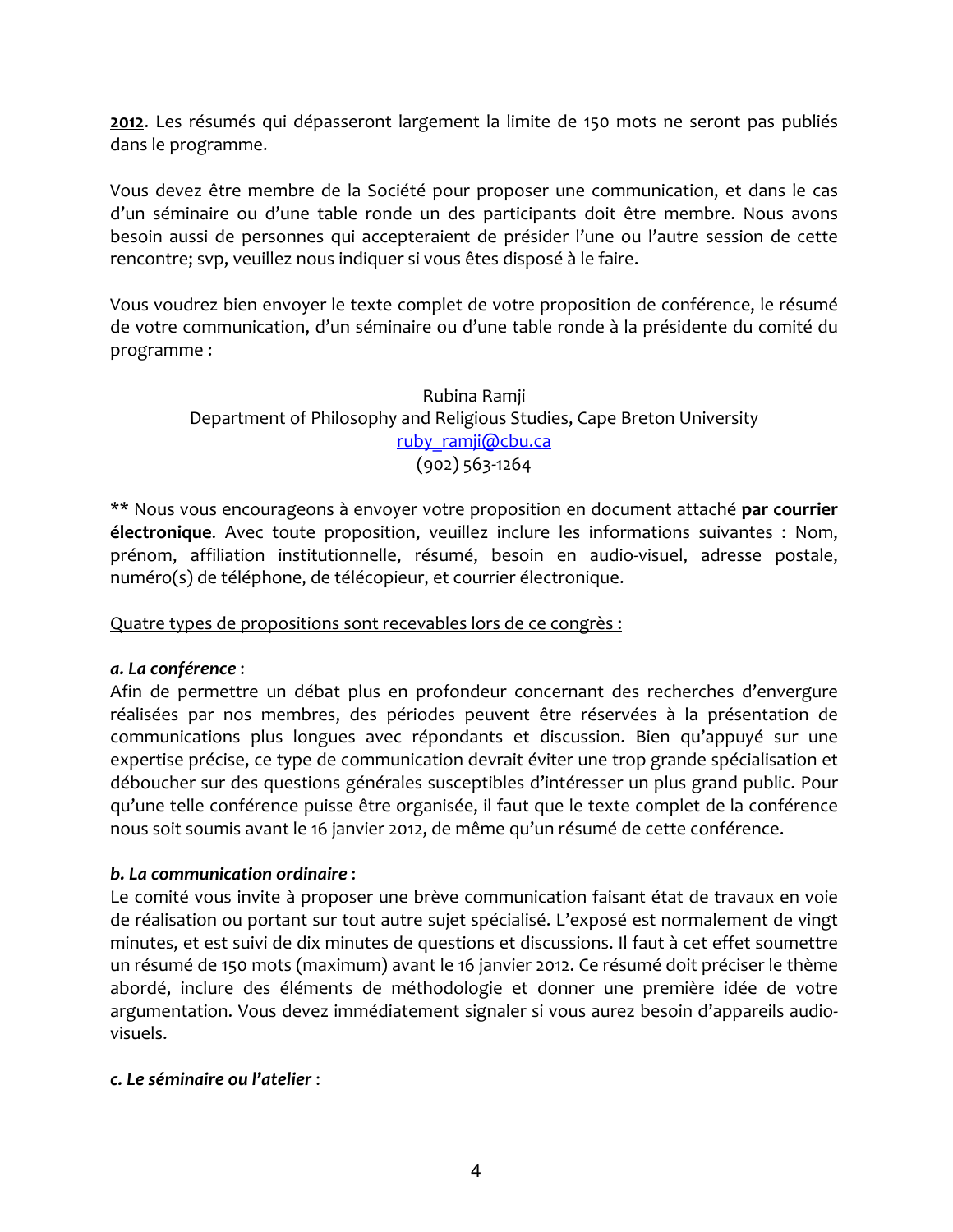**2012**. Les résumés qui dépasseront largement la limite de 150 mots ne seront pas publiés dans le programme.

Vous devez être membre de la Société pour proposer une communication, et dans le cas d'un séminaire ou d'une table ronde un des participants doit être membre. Nous avons besoin aussi de personnes qui accepteraient de présider l'une ou l'autre session de cette rencontre; svp, veuillez nous indiquer si vous êtes disposé à le faire.

Vous voudrez bien envoyer le texte complet de votre proposition de conférence, le résumé de votre communication, d'un séminaire ou d'une table ronde à la présidente du comité du programme :

Rubina Ramji
Department of Philosophy and Religious Studies, Cape Breton University
ruby_ramji@cbu.ca
(902) 563-1264

** Nous vous encourageons à envoyer votre proposition en document attaché **par courrier électronique**. Avec toute proposition, veuillez inclure les informations suivantes : Nom, prénom, affiliation institutionnelle, résumé, besoin en audio-visuel, adresse postale, numéro(s) de téléphone, de télécopieur, et courrier électronique.

Quatre types de propositions sont recevables lors de ce congrès :

***a. La conférence*** :
Afin de permettre un débat plus en profondeur concernant des recherches d'envergure réalisées par nos membres, des périodes peuvent être réservées à la présentation de communications plus longues avec répondants et discussion. Bien qu'appuyé sur une expertise précise, ce type de communication devrait éviter une trop grande spécialisation et déboucher sur des questions générales susceptibles d'intéresser un plus grand public. Pour qu'une telle conférence puisse être organisée, il faut que le texte complet de la conférence nous soit soumis avant le 16 janvier 2012, de même qu'un résumé de cette conférence.

***b. La communication ordinaire*** :
Le comité vous invite à proposer une brève communication faisant état de travaux en voie de réalisation ou portant sur tout autre sujet spécialisé. L'exposé est normalement de vingt minutes, et est suivi de dix minutes de questions et discussions. Il faut à cet effet soumettre un résumé de 150 mots (maximum) avant le 16 janvier 2012. Ce résumé doit préciser le thème abordé, inclure des éléments de méthodologie et donner une première idée de votre argumentation. Vous devez immédiatement signaler si vous aurez besoin d'appareils audio-visuels.

***c. Le séminaire ou l'atelier*** :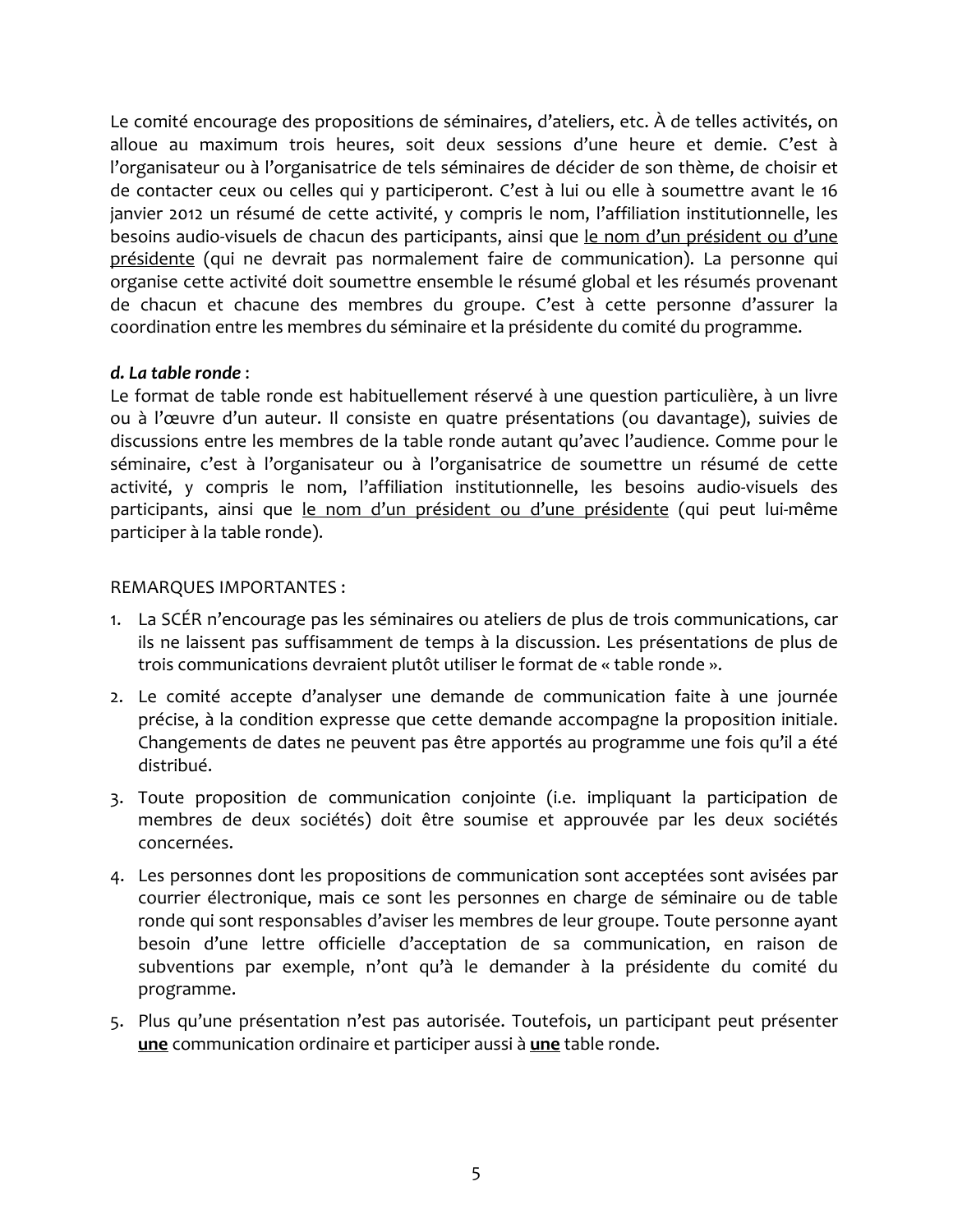Le comité encourage des propositions de séminaires, d'ateliers, etc. À de telles activités, on alloue au maximum trois heures, soit deux sessions d'une heure et demie. C'est à l'organisateur ou à l'organisatrice de tels séminaires de décider de son thème, de choisir et de contacter ceux ou celles qui y participeront. C'est à lui ou elle à soumettre avant le 16 janvier 2012 un résumé de cette activité, y compris le nom, l'affiliation institutionnelle, les besoins audio-visuels de chacun des participants, ainsi que <u>le nom d'un président ou d'une présidente</u> (qui ne devrait pas normalement faire de communication). La personne qui organise cette activité doit soumettre ensemble le résumé global et les résumés provenant de chacun et chacune des membres du groupe. C'est à cette personne d'assurer la coordination entre les membres du séminaire et la présidente du comité du programme.

***d. La table ronde*** :
Le format de table ronde est habituellement réservé à une question particulière, à un livre ou à l'œuvre d'un auteur. Il consiste en quatre présentations (ou davantage), suivies de discussions entre les membres de la table ronde autant qu'avec l'audience. Comme pour le séminaire, c'est à l'organisateur ou à l'organisatrice de soumettre un résumé de cette activité, y compris le nom, l'affiliation institutionnelle, les besoins audio-visuels des participants, ainsi que <u>le nom d'un président ou d'une présidente</u> (qui peut lui-même participer à la table ronde).

REMARQUES IMPORTANTES :

1. La SCÉR n'encourage pas les séminaires ou ateliers de plus de trois communications, car ils ne laissent pas suffisamment de temps à la discussion. Les présentations de plus de trois communications devraient plutôt utiliser le format de « table ronde ».
2. Le comité accepte d'analyser une demande de communication faite à une journée précise, à la condition expresse que cette demande accompagne la proposition initiale. Changements de dates ne peuvent pas être apportés au programme une fois qu'il a été distribué.
3. Toute proposition de communication conjointe (i.e. impliquant la participation de membres de deux sociétés) doit être soumise et approuvée par les deux sociétés concernées.
4. Les personnes dont les propositions de communication sont acceptées sont avisées par courrier électronique, mais ce sont les personnes en charge de séminaire ou de table ronde qui sont responsables d'aviser les membres de leur groupe. Toute personne ayant besoin d'une lettre officielle d'acceptation de sa communication, en raison de subventions par exemple, n'ont qu'à le demander à la présidente du comité du programme.
5. Plus qu'une présentation n'est pas autorisée. Toutefois, un participant peut présenter <u>**une**</u> communication ordinaire et participer aussi à <u>**une**</u> table ronde.